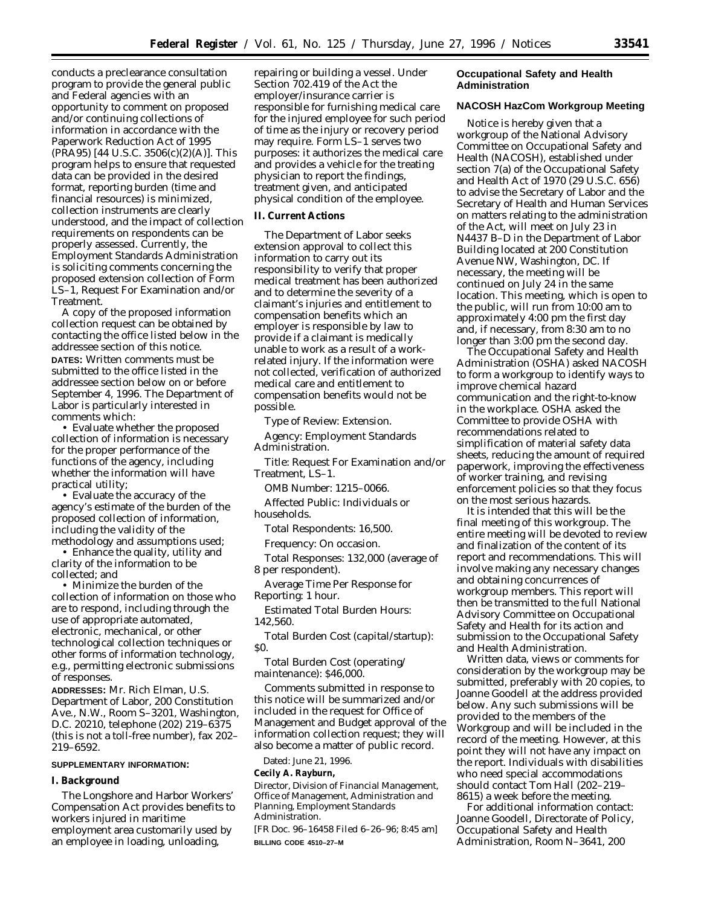conducts a preclearance consultation program to provide the general public and Federal agencies with an opportunity to comment on proposed and/or continuing collections of information in accordance with the Paperwork Reduction Act of 1995 (PRA95) [44 U.S.C. 3506(c)(2)(A)]. This program helps to ensure that requested data can be provided in the desired format, reporting burden (time and financial resources) is minimized, collection instruments are clearly understood, and the impact of collection requirements on respondents can be properly assessed. Currently, the Employment Standards Administration is soliciting comments concerning the proposed extension collection of Form LS–1, Request For Examination and/or Treatment.

A copy of the proposed information collection request can be obtained by contacting the office listed below in the addressee section of this notice.

**DATES:** Written comments must be submitted to the office listed in the addressee section below on or before September 4, 1996. The Department of Labor is particularly interested in comments which:

- Evaluate whether the proposed collection of information is necessary for the proper performance of the functions of the agency, including whether the information will have practical utility;
- Evaluate the accuracy of the agency's estimate of the burden of the proposed collection of information, including the validity of the methodology and assumptions used;
- Enhance the quality, utility and clarity of the information to be collected; and
- Minimize the burden of the collection of information on those who are to respond, including through the use of appropriate automated, electronic, mechanical, or other technological collection techniques or other forms of information technology, e.g., permitting electronic submissions of responses.

**ADDRESSES:** Mr. Rich Elman, U.S. Department of Labor, 200 Constitution Ave., N.W., Room S–3201, Washington, D.C. 20210, telephone (202) 219–6375 (this is not a toll-free number), fax 202–219–6592.

**SUPPLEMENTARY INFORMATION:**

**I. Background**

The Longshore and Harbor Workers' Compensation Act provides benefits to workers injured in maritime employment area customarily used by an employee in loading, unloading, repairing or building a vessel. Under Section 702.419 of the Act the employer/insurance carrier is responsible for furnishing medical care for the injured employee for such period of time as the injury or recovery period may require. Form LS–1 serves two purposes: it authorizes the medical care and provides a vehicle for the treating physician to report the findings, treatment given, and anticipated physical condition of the employee.

**II. Current Actions**

The Department of Labor seeks extension approval to collect this information to carry out its responsibility to verify that proper medical treatment has been authorized and to determine the severity of a claimant's injuries and entitlement to compensation benefits which an employer is responsible by law to provide if a claimant is medically unable to work as a result of a work-related injury. If the information were not collected, verification of authorized medical care and entitlement to compensation benefits would not be possible.

*Type of Review:* Extension.

*Agency:* Employment Standards Administration.

*Title:* Request For Examination and/or Treatment, LS–1.

*OMB Number:* 1215–0066.

*Affected Public:* Individuals or households.

*Total Respondents:* 16,500.

*Frequency:* On occasion.

*Total Responses:* 132,000 (average of 8 per respondent).

*Average Time Per Response for Reporting:* 1 hour.

*Estimated Total Burden Hours:* 142,560.

*Total Burden Cost (capital/startup):* $0.

*Total Burden Cost (operating/maintenance):* $46,000.

Comments submitted in response to this notice will be summarized and/or included in the request for Office of Management and Budget approval of the information collection request; they will also become a matter of public record.

Dated: June 21, 1996.

**Cecily A. Rayburn,**

*Director, Division of Financial Management, Office of Management, Administration and Planning, Employment Standards Administration.*

[FR Doc. 96–16458 Filed 6–26–96; 8:45 am]

**BILLING CODE 4510–27–M**

## Occupational Safety and Health Administration

### NACOSH HazCom Workgroup Meeting

Notice is hereby given that a workgroup of the National Advisory Committee on Occupational Safety and Health (NACOSH), established under section 7(a) of the Occupational Safety and Health Act of 1970 (29 U.S.C. 656) to advise the Secretary of Labor and the Secretary of Health and Human Services on matters relating to the administration of the Act, will meet on July 23 in N4437 B–D in the Department of Labor Building located at 200 Constitution Avenue NW, Washington, DC. If necessary, the meeting will be continued on July 24 in the same location. This meeting, which is open to the public, will run from 10:00 am to approximately 4:00 pm the first day and, if necessary, from 8:30 am to no longer than 3:00 pm the second day.

The Occupational Safety and Health Administration (OSHA) asked NACOSH to form a workgroup to identify ways to improve chemical hazard communication and the right-to-know in the workplace. OSHA asked the Committee to provide OSHA with recommendations related to simplification of material safety data sheets, reducing the amount of required paperwork, improving the effectiveness of worker training, and revising enforcement policies so that they focus on the most serious hazards.

It is intended that this will be the final meeting of this workgroup. The entire meeting will be devoted to review and finalization of the content of its report and recommendations. This will involve making any necessary changes and obtaining concurrences of workgroup members. This report will then be transmitted to the full National Advisory Committee on Occupational Safety and Health for its action and submission to the Occupational Safety and Health Administration.

Written data, views or comments for consideration by the workgroup may be submitted, preferably with 20 copies, to Joanne Goodell at the address provided below. Any such submissions will be provided to the members of the Workgroup and will be included in the record of the meeting. However, at this point they will not have any impact on the report. Individuals with disabilities who need special accommodations should contact Tom Hall (202–219–8615) a week before the meeting.

For additional information contact: Joanne Goodell, Directorate of Policy, Occupational Safety and Health Administration, Room N–3641, 200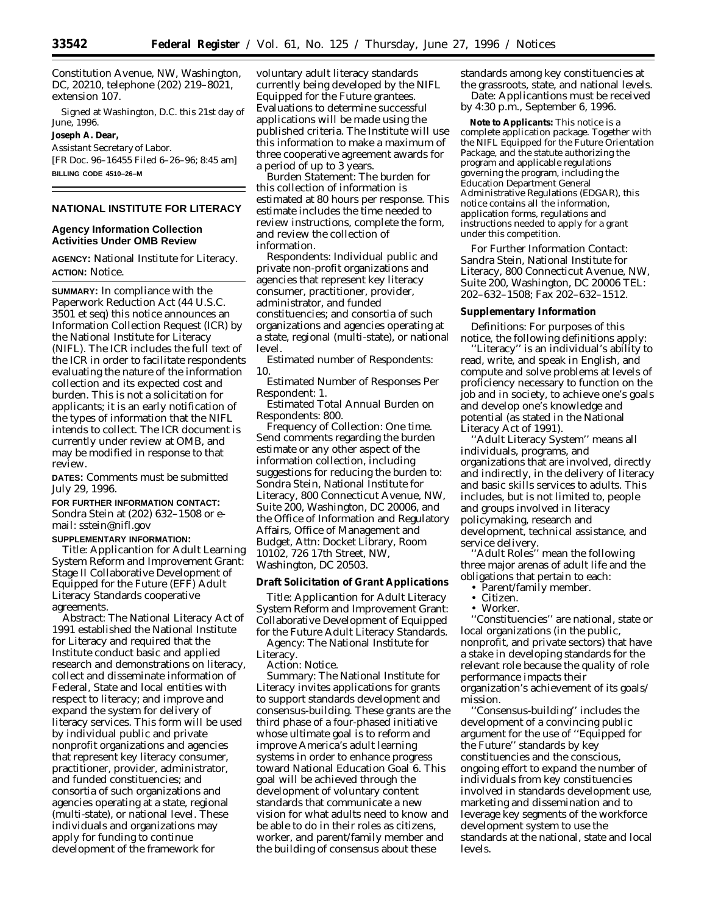Constitution Avenue, NW, Washington, DC, 20210, telephone (202) 219–8021, extension 107.

Signed at Washington, D.C. this 21st day of June, 1996.

**Joseph A. Dear,**

*Assistant Secretary of Labor.*

[FR Doc. 96–16455 Filed 6–26–96; 8:45 am]

**BILLING CODE 4510–26–M**

## NATIONAL INSTITUTE FOR LITERACY

### Agency Information Collection Activities Under OMB Review

**AGENCY:** National Institute for Literacy.

**ACTION:** Notice.

**SUMMARY:** In compliance with the Paperwork Reduction Act (44 U.S.C. 3501 et seq) this notice announces an Information Collection Request (ICR) by the National Institute for Literacy (NIFL). The ICR includes the full text of the ICR in order to facilitate respondents evaluating the nature of the information collection and its expected cost and burden. This is not a solicitation for applicants; it is an early notification of the types of information that the NIFL intends to collect. The ICR document is currently under review at OMB, and may be modified in response to that review.

**DATES:** Comments must be submitted July 29, 1996.

**FOR FURTHER INFORMATION CONTACT:** Sondra Stein at (202) 632–1508 or e-mail: sstein@nifl.gov

**SUPPLEMENTARY INFORMATION:**

Title: Applicantion for Adult Learning System Reform and Improvement Grant: Stage II Collaborative Development of Equipped for the Future (EFF) Adult Literacy Standards cooperative agreements.

Abstract: The National Literacy Act of 1991 established the National Institute for Literacy and required that the Institute conduct basic and applied research and demonstrations on literacy, collect and disseminate information of Federal, State and local entities with respect to literacy; and improve and expand the system for delivery of literacy services. This form will be used by individual public and private nonprofit organizations and agencies that represent key literacy consumer, practitioner, provider, administrator, and funded constituencies; and consortia of such organizations and agencies operating at a state, regional (multi-state), or national level. These individuals and organizations may apply for funding to continue development of the framework for voluntary adult literacy standards currently being developed by the NIFL Equipped for the Future grantees. Evaluations to determine successful applications will be made using the published criteria. The Institute will use this information to make a maximum of three cooperative agreement awards for a period of up to 3 years.

Burden Statement: The burden for this collection of information is estimated at 80 hours per response. This estimate includes the time needed to review instructions, complete the form, and review the collection of information.

Respondents: Individual public and private non-profit organizations and agencies that represent key literacy consumer, practitioner, provider, administrator, and funded constituencies; and consortia of such organizations and agencies operating at a state, regional (multi-state), or national level.

Estimated number of Respondents: 10.

Estimated Number of Responses Per Respondent: 1.

Estimated Total Annual Burden on Respondents: 800.

Frequency of Collection: One time. Send comments regarding the burden estimate or any other aspect of the information collection, including suggestions for reducing the burden to: Sondra Stein, National Institute for Literacy, 800 Connecticut Avenue, NW, Suite 200, Washington, DC 20006, and the Office of Information and Regulatory Affairs, Office of Management and Budget, Attn: Docket Library, Room 10102, 726 17th Street, NW, Washington, DC 20503.

### Draft Solicitation of Grant Applications

Title: Applicantion for Adult Literacy System Reform and Improvement Grant: Collaborative Development of Equipped for the Future Adult Literacy Standards.

Agency: The National Institute for Literacy.

Action: Notice.

Summary: The National Institute for Literacy invites applications for grants to support standards development and consensus-building. These grants are the third phase of a four-phased initiative whose ultimate goal is to reform and improve America's adult learning systems in order to enhance progress toward National Education Goal 6. This goal will be achieved through the development of voluntary content standards that communicate a new vision for what adults need to know and be able to do in their roles as citizens, worker, and parent/family member and the building of consensus about these standards among key constituencies at the grassroots, state, and national levels.

Date: Applicantions must be received by 4:30 p.m., September 6, 1996.

**Note to Applicants:** This notice is a complete application package. Together with the NIFL Equipped for the Future Orientation Package, and the statute authorizing the program and applicable regulations governing the program, including the Education Department General Administrative Regulations (EDGAR), this notice contains all the information, application forms, regulations and instructions needed to apply for a grant under this competition.

For Further Information Contact: Sandra Stein, National Institute for Literacy, 800 Connecticut Avenue, NW, Suite 200, Washington, DC 20006 TEL: 202–632–1508; Fax 202–632–1512.

### Supplementary Information

Definitions: For purposes of this notice, the following definitions apply:

''Literacy'' is an individual's ability to read, write, and speak in English, and compute and solve problems at levels of proficiency necessary to function on the job and in society, to achieve one's goals and develop one's knowledge and potential (as stated in the National Literacy Act of 1991).

''Adult Literacy System'' means all individuals, programs, and organizations that are involved, directly and indirectly, in the delivery of literacy and basic skills services to adults. This includes, but is not limited to, people and groups involved in literacy policymaking, research and development, technical assistance, and service delivery.

''Adult Roles'' mean the following three major arenas of adult life and the obligations that pertain to each:

- Parent/family member.
- Citizen.
- Worker.

''Constituencies'' are national, state or local organizations (in the public, nonprofit, and private sectors) that have a stake in developing standards for the relevant role because the quality of role performance impacts their organization's achievement of its goals/ mission.

''Consensus-building'' includes the development of a convincing public argument for the use of ''Equipped for the Future'' standards by key constituencies and the conscious, ongoing effort to expand the number of individuals from key constituencies involved in standards development use, marketing and dissemination and to leverage key segments of the workforce development system to use the standards at the national, state and local levels.